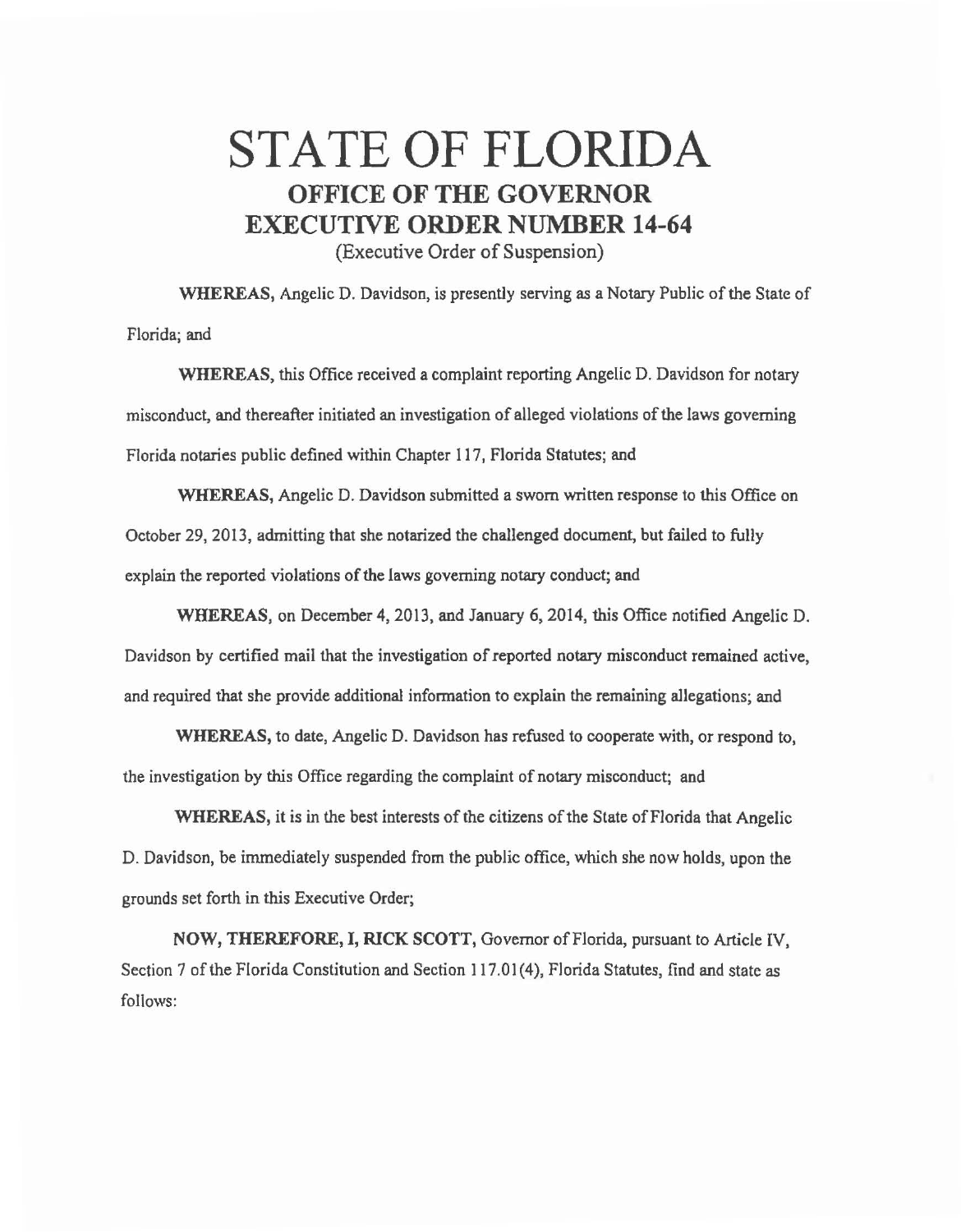# STATE OF FLORIDA

## OFFICE OF THE GOVERNOR

## EXECUTIVE ORDER NUMBER 14-64

(Executive Order of Suspension)

**WHEREAS,** Angelic D. Davidson, is presently serving as a Notary Public of the State of Florida; and

**WHEREAS,** this Office received a complaint reporting Angelic D. Davidson for notary misconduct, and thereafter initiated an investigation of alleged violations of the laws governing Florida notaries public defined within Chapter 117, Florida Statutes; and

**WHEREAS,** Angelic D. Davidson submitted a sworn written response to this Office on October 29, 2013, admitting that she notarized the challenged document, but failed to fully explain the reported violations of the laws governing notary conduct; and

**WHEREAS,** on December 4, 2013, and January 6, 2014, this Office notified Angelic D. Davidson by certified mail that the investigation of reported notary misconduct remained active, and required that she provide additional information to explain the remaining allegations; and

**WHEREAS,** to date, Angelic D. Davidson has refused to cooperate with, or respond to, the investigation by this Office regarding the complaint of notary misconduct; and

**WHEREAS,** it is in the best interests of the citizens of the State of Florida that Angelic D. Davidson, be immediately suspended from the public office, which she now holds, upon the grounds set forth in this Executive Order;

**NOW, THEREFORE, I, RICK SCOTT,** Governor of Florida, pursuant to Article IV, Section 7 of the Florida Constitution and Section 117.01(4), Florida Statutes, find and state as follows: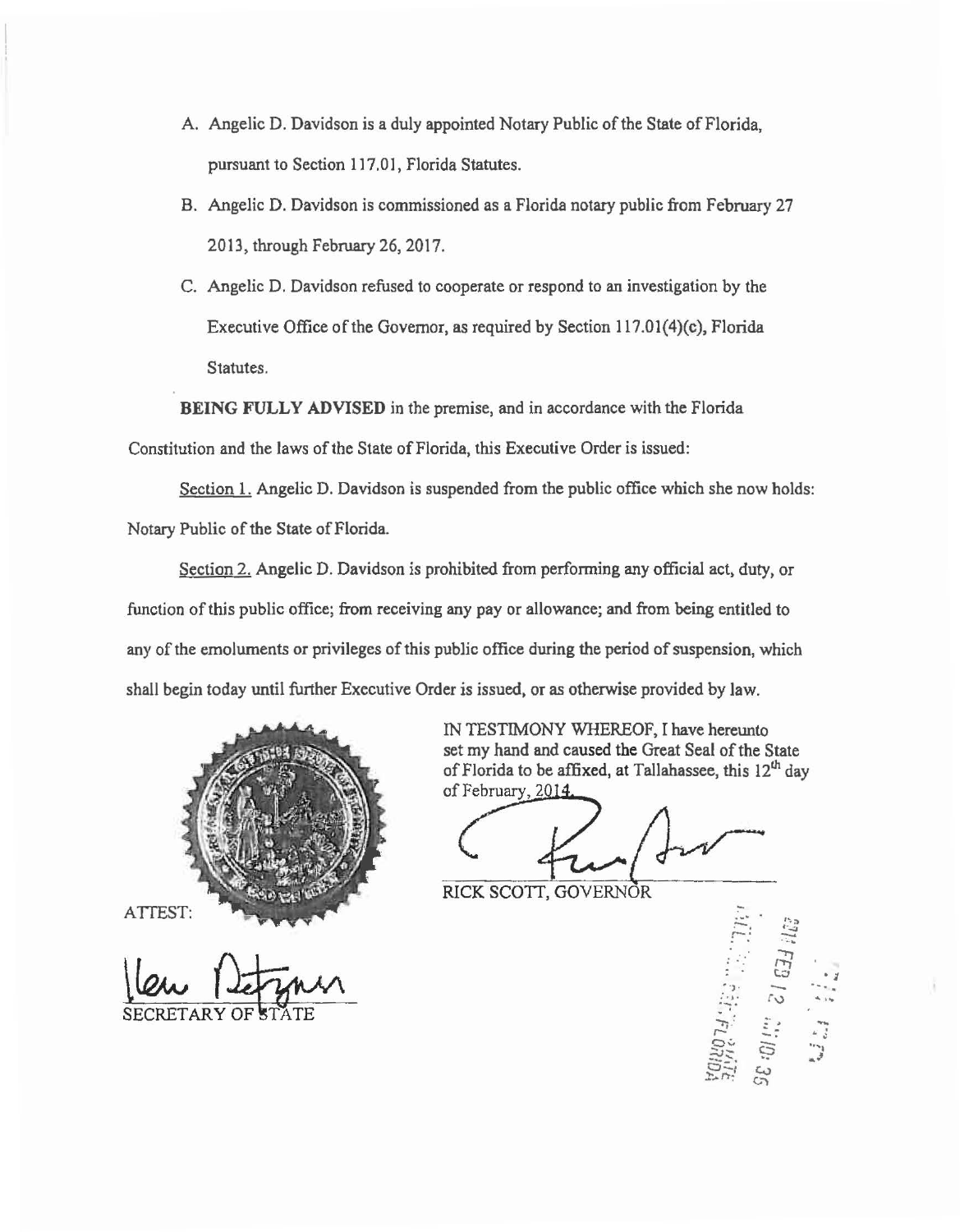A. Angelic D. Davidson is a duly appointed Notary Public of the State of Florida, pursuant to Section 117.01, Florida Statutes.

B. Angelic D. Davidson is commissioned as a Florida notary public from February 27 2013, through February 26, 2017.

C. Angelic D. Davidson refused to cooperate or respond to an investigation by the Executive Office of the Governor, as required by Section 117.01(4)(c), Florida Statutes.

**BEING FULLY ADVISED** in the premise, and in accordance with the Florida Constitution and the laws of the State of Florida, this Executive Order is issued:

Section 1. Angelic D. Davidson is suspended from the public office which she now holds: Notary Public of the State of Florida.

Section 2. Angelic D. Davidson is prohibited from performing any official act, duty, or function of this public office; from receiving any pay or allowance; and from being entitled to any of the emoluments or privileges of this public office during the period of suspension, which shall begin today until further Executive Order is issued, or as otherwise provided by law.

IN TESTIMONY WHEREOF, I have hereunto set my hand and caused the Great Seal of the State of Florida to be affixed, at Tallahassee, this 12th day of February, 2014.

RICK SCOTT, GOVERNOR

ATTEST:

SECRETARY OF STATE

2014 FEB 12 AM 10:35